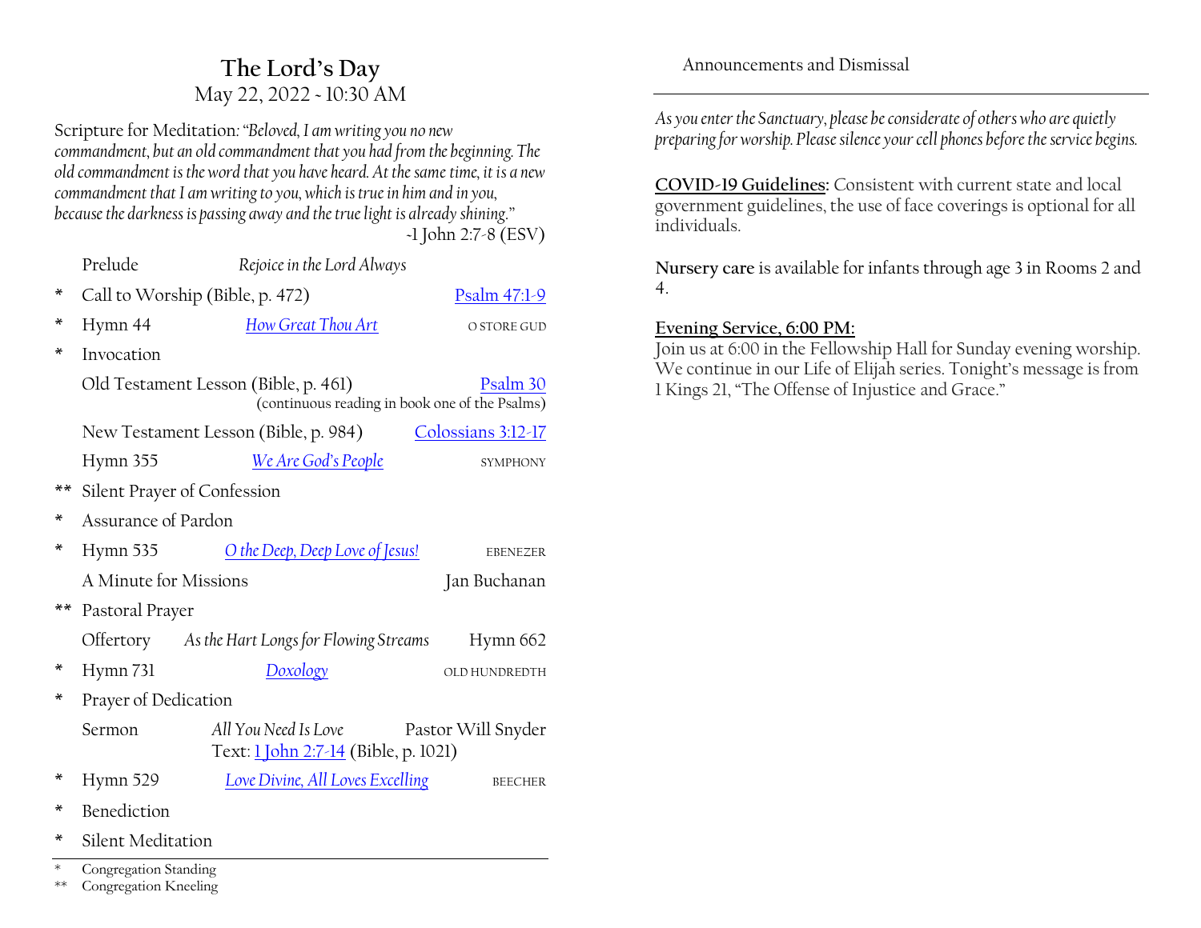# The Lord's Day

May 22, 2022 ~ 10:30 AM

Scripture for Meditation: *"Beloved, I am writing you no new commandment, but an old commandment that you had from the beginning. The old commandment is the word that you have heard. At the same time, it is a new commandment that I am writing to you, which is true in him and in you, because the darkness is passing away and the true light is already shining."*
~1 John 2:7-8 (ESV)

| | | | |
|---|---|---|---|
| | Prelude | *Rejoice in the Lord Always* | |
| * | Call to Worship (Bible, p. 472) | | Psalm 47:1-9 |
| * | Hymn 44 | *How Great Thou Art* | O STORE GUD |
| * | Invocation | | |
| | Old Testament Lesson (Bible, p. 461) | | Psalm 30 (continuous reading in book one of the Psalms) |
| | New Testament Lesson (Bible, p. 984) | | Colossians 3:12-17 |
| | Hymn 355 | *We Are God's People* | SYMPHONY |
| ** | Silent Prayer of Confession | | |
| * | Assurance of Pardon | | |
| * | Hymn 535 | *O the Deep, Deep Love of Jesus!* | EBENEZER |
| | A Minute for Missions | | Jan Buchanan |
| ** | Pastoral Prayer | | |
| | Offertory | *As the Hart Longs for Flowing Streams* | Hymn 662 |
| * | Hymn 731 | *Doxology* | OLD HUNDREDTH |
| * | Prayer of Dedication | | |
| | Sermon | *All You Need Is Love* Text: 1 John 2:7-14 (Bible, p. 1021) | Pastor Will Snyder |
| * | Hymn 529 | *Love Divine, All Loves Excelling* | BEECHER |
| * | Benediction | | |
| * | Silent Meditation | | |

\* Congregation Standing
\*\* Congregation Kneeling

Announcements and Dismissal

---

*As you enter the Sanctuary, please be considerate of others who are quietly preparing for worship. Please silence your cell phones before the service begins.*

**COVID-19 Guidelines:** Consistent with current state and local government guidelines, the use of face coverings is optional for all individuals.

**Nursery care** is available for infants through age 3 in Rooms 2 and 4.

**Evening Service, 6:00 PM:**
Join us at 6:00 in the Fellowship Hall for Sunday evening worship. We continue in our Life of Elijah series. Tonight's message is from 1 Kings 21, "The Offense of Injustice and Grace."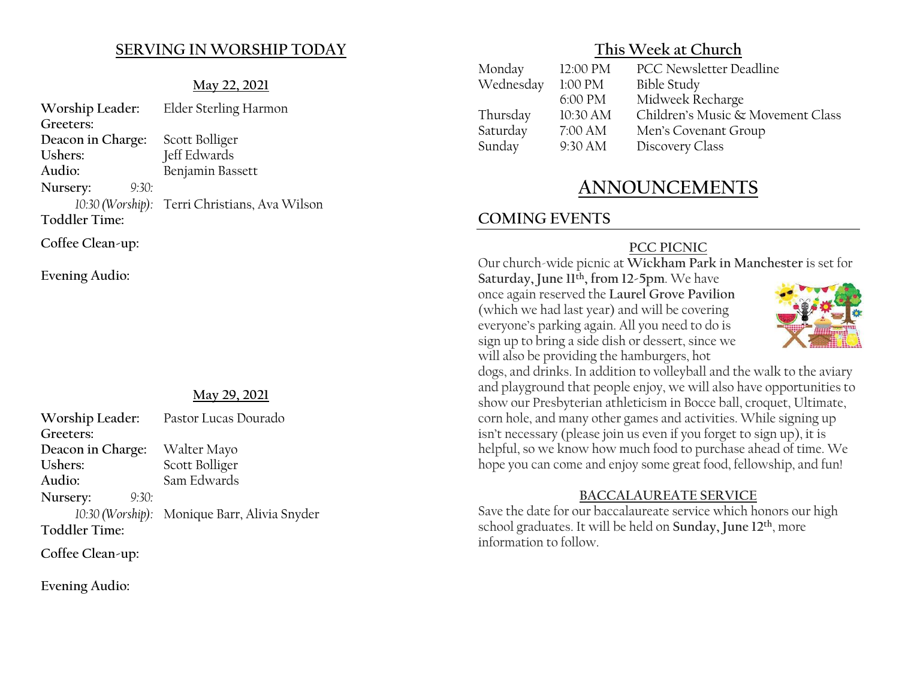## SERVING IN WORSHIP TODAY

### May 22, 2021

**Worship Leader:** Elder Sterling Harmon
**Greeters:**
**Deacon in Charge:** Scott Bolliger
**Ushers:** Jeff Edwards
**Audio:** Benjamin Bassett
**Nursery:** *9:30:*
*10:30 (Worship):* Terri Christians, Ava Wilson
**Toddler Time:**

**Coffee Clean-up:**

**Evening Audio:**

### May 29, 2021

**Worship Leader:** Pastor Lucas Dourado
**Greeters:**
**Deacon in Charge:** Walter Mayo
**Ushers:** Scott Bolliger
**Audio:** Sam Edwards
**Nursery:** *9:30:*
*10:30 (Worship):* Monique Barr, Alivia Snyder
**Toddler Time:**

**Coffee Clean-up:**

**Evening Audio:**

## This Week at Church

| | | |
|---|---|---|
| Monday | 12:00 PM | PCC Newsletter Deadline |
| Wednesday | 1:00 PM | Bible Study |
| | 6:00 PM | Midweek Recharge |
| Thursday | 10:30 AM | Children's Music & Movement Class |
| Saturday | 7:00 AM | Men's Covenant Group |
| Sunday | 9:30 AM | Discovery Class |

# ANNOUNCEMENTS

## COMING EVENTS

### PCC PICNIC

Our church-wide picnic at **Wickham Park in Manchester** is set for **Saturday, June 11th, from 12-5pm**. We have once again reserved the **Laurel Grove Pavilion** (which we had last year) and will be covering everyone's parking again. All you need to do is sign up to bring a side dish or dessert, since we will also be providing the hamburgers, hot dogs, and drinks. In addition to volleyball and the walk to the aviary and playground that people enjoy, we will also have opportunities to show our Presbyterian athleticism in Bocce ball, croquet, Ultimate, corn hole, and many other games and activities. While signing up isn't necessary (please join us even if you forget to sign up), it is helpful, so we know how much food to purchase ahead of time. We hope you can come and enjoy some great food, fellowship, and fun!

### BACCALAUREATE SERVICE

Save the date for our baccalaureate service which honors our high school graduates. It will be held on **Sunday, June 12th**, more information to follow.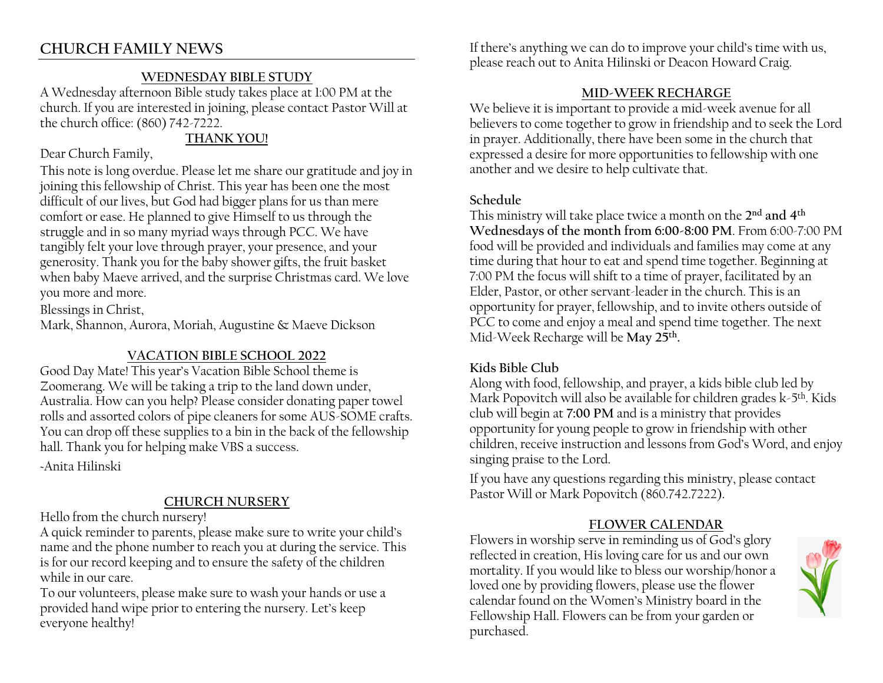# CHURCH FAMILY NEWS

## WEDNESDAY BIBLE STUDY

A Wednesday afternoon Bible study takes place at 1:00 PM at the church. If you are interested in joining, please contact Pastor Will at the church office: (860) 742-7222.

## THANK YOU!

Dear Church Family,

This note is long overdue. Please let me share our gratitude and joy in joining this fellowship of Christ. This year has been one the most difficult of our lives, but God had bigger plans for us than mere comfort or ease. He planned to give Himself to us through the struggle and in so many myriad ways through PCC. We have tangibly felt your love through prayer, your presence, and your generosity. Thank you for the baby shower gifts, the fruit basket when baby Maeve arrived, and the surprise Christmas card. We love you more and more.

Blessings in Christ,

Mark, Shannon, Aurora, Moriah, Augustine & Maeve Dickson

## VACATION BIBLE SCHOOL 2022

Good Day Mate! This year's Vacation Bible School theme is Zoomerang. We will be taking a trip to the land down under, Australia. How can you help? Please consider donating paper towel rolls and assorted colors of pipe cleaners for some AUS-SOME crafts. You can drop off these supplies to a bin in the back of the fellowship hall. Thank you for helping make VBS a success.

-Anita Hilinski

## CHURCH NURSERY

Hello from the church nursery!

A quick reminder to parents, please make sure to write your child's name and the phone number to reach you at during the service. This is for our record keeping and to ensure the safety of the children while in our care.

To our volunteers, please make sure to wash your hands or use a provided hand wipe prior to entering the nursery. Let's keep everyone healthy!

If there's anything we can do to improve your child's time with us, please reach out to Anita Hilinski or Deacon Howard Craig.

## MID-WEEK RECHARGE

We believe it is important to provide a mid-week avenue for all believers to come together to grow in friendship and to seek the Lord in prayer. Additionally, there have been some in the church that expressed a desire for more opportunities to fellowship with one another and we desire to help cultivate that.

### Schedule

This ministry will take place twice a month on the **2nd and 4th Wednesdays of the month from 6:00-8:00 PM**. From 6:00-7:00 PM food will be provided and individuals and families may come at any time during that hour to eat and spend time together. Beginning at 7:00 PM the focus will shift to a time of prayer, facilitated by an Elder, Pastor, or other servant-leader in the church. This is an opportunity for prayer, fellowship, and to invite others outside of PCC to come and enjoy a meal and spend time together. The next Mid-Week Recharge will be **May 25th.**

### Kids Bible Club

Along with food, fellowship, and prayer, a kids bible club led by Mark Popovitch will also be available for children grades k-5th. Kids club will begin at **7:00 PM** and is a ministry that provides opportunity for young people to grow in friendship with other children, receive instruction and lessons from God's Word, and enjoy singing praise to the Lord.

If you have any questions regarding this ministry, please contact Pastor Will or Mark Popovitch (860.742.7222).

## FLOWER CALENDAR

Flowers in worship serve in reminding us of God's glory reflected in creation, His loving care for us and our own mortality. If you would like to bless our worship/honor a loved one by providing flowers, please use the flower calendar found on the Women's Ministry board in the Fellowship Hall. Flowers can be from your garden or purchased.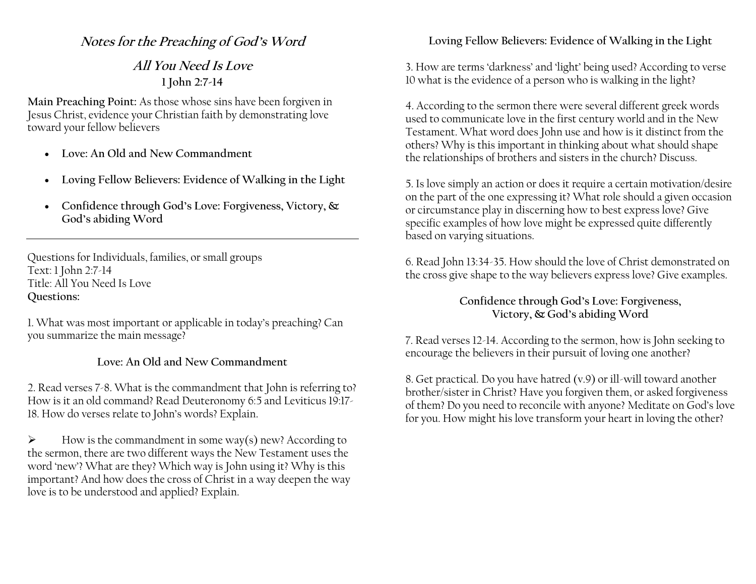## *Notes for the Preaching of God's Word*

### *All You Need Is Love*

**1 John 2:7-14**

**Main Preaching Point:** As those whose sins have been forgiven in Jesus Christ, evidence your Christian faith by demonstrating love toward your fellow believers

- **Love: An Old and New Commandment**
- **Loving Fellow Believers: Evidence of Walking in the Light**
- **Confidence through God's Love: Forgiveness, Victory, & God's abiding Word**

---

Questions for Individuals, families, or small groups
Text: 1 John 2:7-14
Title: All You Need Is Love
**Questions:**

1. What was most important or applicable in today's preaching? Can you summarize the main message?

**Love: An Old and New Commandment**

2. Read verses 7-8. What is the commandment that John is referring to? How is it an old command? Read Deuteronomy 6:5 and Leviticus 19:17-18. How do verses relate to John's words? Explain.

➢ How is the commandment in some way(s) new? According to the sermon, there are two different ways the New Testament uses the word 'new'? What are they? Which way is John using it? Why is this important? And how does the cross of Christ in a way deepen the way love is to be understood and applied? Explain.

**Loving Fellow Believers: Evidence of Walking in the Light**

3. How are terms 'darkness' and 'light' being used? According to verse 10 what is the evidence of a person who is walking in the light?

4. According to the sermon there were several different greek words used to communicate love in the first century world and in the New Testament. What word does John use and how is it distinct from the others? Why is this important in thinking about what should shape the relationships of brothers and sisters in the church? Discuss.

5. Is love simply an action or does it require a certain motivation/desire on the part of the one expressing it? What role should a given occasion or circumstance play in discerning how to best express love? Give specific examples of how love might be expressed quite differently based on varying situations.

6. Read John 13:34-35. How should the love of Christ demonstrated on the cross give shape to the way believers express love? Give examples.

**Confidence through God's Love: Forgiveness, Victory, & God's abiding Word**

7. Read verses 12-14. According to the sermon, how is John seeking to encourage the believers in their pursuit of loving one another?

8. Get practical. Do you have hatred (v.9) or ill-will toward another brother/sister in Christ? Have you forgiven them, or asked forgiveness of them? Do you need to reconcile with anyone? Meditate on God's love for you. How might his love transform your heart in loving the other?